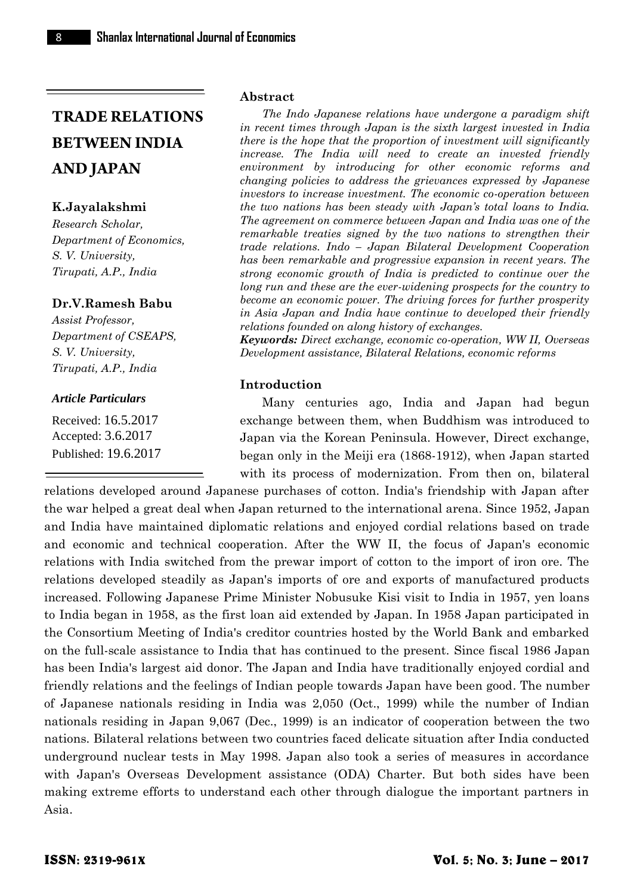# TRADE RELATIONS BETWEEN INDIA AND JAPAN

**K.Jayalakshmi**

*Research Scholar, Department of Economics, S. V. University, Tirupati, A.P., India*

**Dr.V.Ramesh Babu**

*Assist Professor, Department of CSEAPS, S. V. University, Tirupati, A.P., India*

***Article Particulars***

Received: 16.5.2017

Accepted: 3.6.2017

Published: 19.6.2017

### Abstract

*The Indo Japanese relations have undergone a paradigm shift in recent times through Japan is the sixth largest invested in India there is the hope that the proportion of investment will significantly increase. The India will need to create an invested friendly environment by introducing for other economic reforms and changing policies to address the grievances expressed by Japanese investors to increase investment. The economic co-operation between the two nations has been steady with Japan's total loans to India. The agreement on commerce between Japan and India was one of the remarkable treaties signed by the two nations to strengthen their trade relations. Indo – Japan Bilateral Development Cooperation has been remarkable and progressive expansion in recent years. The strong economic growth of India is predicted to continue over the long run and these are the ever-widening prospects for the country to become an economic power. The driving forces for further prosperity in Asia Japan and India have continue to developed their friendly relations founded on along history of exchanges.*

***Keywords:*** *Direct exchange, economic co-operation, WW II, Overseas Development assistance, Bilateral Relations, economic reforms*

### Introduction

Many centuries ago, India and Japan had begun exchange between them, when Buddhism was introduced to Japan via the Korean Peninsula. However, Direct exchange, began only in the Meiji era (1868-1912), when Japan started with its process of modernization. From then on, bilateral relations developed around Japanese purchases of cotton. India's friendship with Japan after the war helped a great deal when Japan returned to the international arena. Since 1952, Japan and India have maintained diplomatic relations and enjoyed cordial relations based on trade and economic and technical cooperation. After the WW II, the focus of Japan's economic relations with India switched from the prewar import of cotton to the import of iron ore. The relations developed steadily as Japan's imports of ore and exports of manufactured products increased. Following Japanese Prime Minister Nobusuke Kisi visit to India in 1957, yen loans to India began in 1958, as the first loan aid extended by Japan. In 1958 Japan participated in the Consortium Meeting of India's creditor countries hosted by the World Bank and embarked on the full-scale assistance to India that has continued to the present. Since fiscal 1986 Japan has been India's largest aid donor. The Japan and India have traditionally enjoyed cordial and friendly relations and the feelings of Indian people towards Japan have been good. The number of Japanese nationals residing in India was 2,050 (Oct., 1999) while the number of Indian nationals residing in Japan 9,067 (Dec., 1999) is an indicator of cooperation between the two nations. Bilateral relations between two countries faced delicate situation after India conducted underground nuclear tests in May 1998. Japan also took a series of measures in accordance with Japan's Overseas Development assistance (ODA) Charter. But both sides have been making extreme efforts to understand each other through dialogue the important partners in Asia.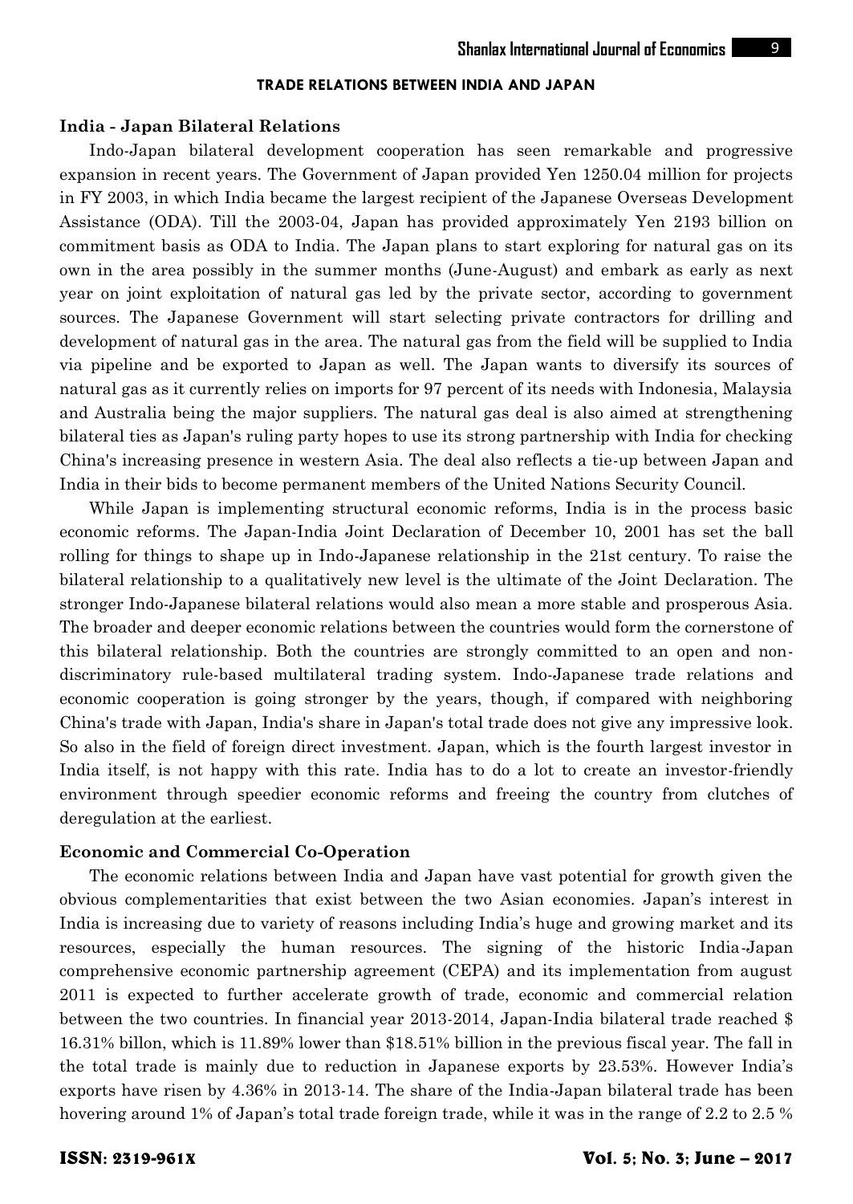## TRADE RELATIONS BETWEEN INDIA AND JAPAN

### India - Japan Bilateral Relations

Indo-Japan bilateral development cooperation has seen remarkable and progressive expansion in recent years. The Government of Japan provided Yen 1250.04 million for projects in FY 2003, in which India became the largest recipient of the Japanese Overseas Development Assistance (ODA). Till the 2003-04, Japan has provided approximately Yen 2193 billion on commitment basis as ODA to India. The Japan plans to start exploring for natural gas on its own in the area possibly in the summer months (June-August) and embark as early as next year on joint exploitation of natural gas led by the private sector, according to government sources. The Japanese Government will start selecting private contractors for drilling and development of natural gas in the area. The natural gas from the field will be supplied to India via pipeline and be exported to Japan as well. The Japan wants to diversify its sources of natural gas as it currently relies on imports for 97 percent of its needs with Indonesia, Malaysia and Australia being the major suppliers. The natural gas deal is also aimed at strengthening bilateral ties as Japan's ruling party hopes to use its strong partnership with India for checking China's increasing presence in western Asia. The deal also reflects a tie-up between Japan and India in their bids to become permanent members of the United Nations Security Council.

While Japan is implementing structural economic reforms, India is in the process basic economic reforms. The Japan-India Joint Declaration of December 10, 2001 has set the ball rolling for things to shape up in Indo-Japanese relationship in the 21st century. To raise the bilateral relationship to a qualitatively new level is the ultimate of the Joint Declaration. The stronger Indo-Japanese bilateral relations would also mean a more stable and prosperous Asia. The broader and deeper economic relations between the countries would form the cornerstone of this bilateral relationship. Both the countries are strongly committed to an open and non-discriminatory rule-based multilateral trading system. Indo-Japanese trade relations and economic cooperation is going stronger by the years, though, if compared with neighboring China's trade with Japan, India's share in Japan's total trade does not give any impressive look. So also in the field of foreign direct investment. Japan, which is the fourth largest investor in India itself, is not happy with this rate. India has to do a lot to create an investor-friendly environment through speedier economic reforms and freeing the country from clutches of deregulation at the earliest.

### Economic and Commercial Co-Operation

The economic relations between India and Japan have vast potential for growth given the obvious complementarities that exist between the two Asian economies. Japan's interest in India is increasing due to variety of reasons including India's huge and growing market and its resources, especially the human resources. The signing of the historic India-Japan comprehensive economic partnership agreement (CEPA) and its implementation from august 2011 is expected to further accelerate growth of trade, economic and commercial relation between the two countries. In financial year 2013-2014, Japan-India bilateral trade reached $ 16.31% billon, which is 11.89% lower than $18.51% billion in the previous fiscal year. The fall in the total trade is mainly due to reduction in Japanese exports by 23.53%. However India's exports have risen by 4.36% in 2013-14. The share of the India-Japan bilateral trade has been hovering around 1% of Japan's total trade foreign trade, while it was in the range of 2.2 to 2.5 %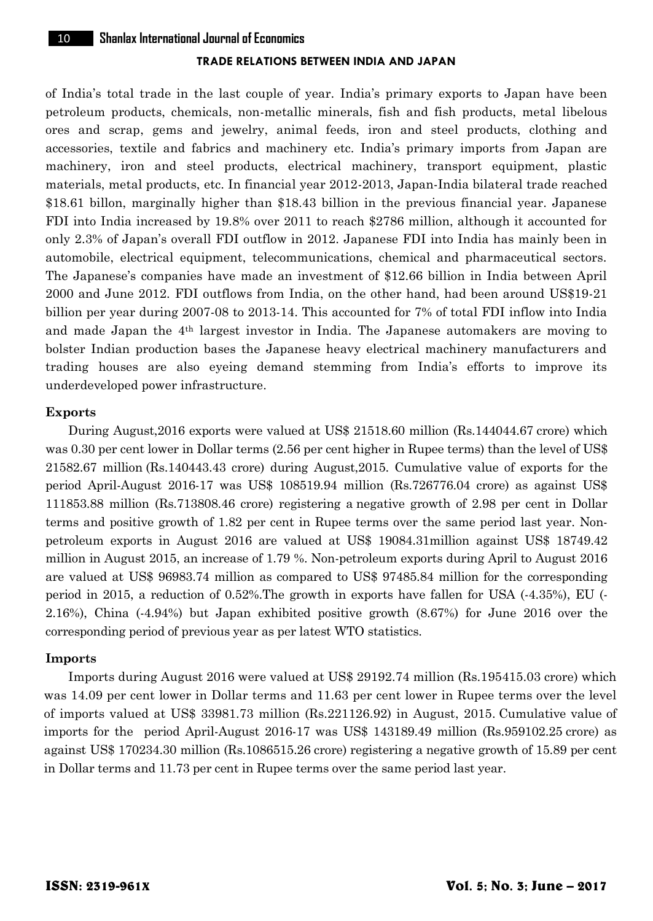of India's total trade in the last couple of year. India's primary exports to Japan have been petroleum products, chemicals, non-metallic minerals, fish and fish products, metal libelous ores and scrap, gems and jewelry, animal feeds, iron and steel products, clothing and accessories, textile and fabrics and machinery etc. India's primary imports from Japan are machinery, iron and steel products, electrical machinery, transport equipment, plastic materials, metal products, etc. In financial year 2012-2013, Japan-India bilateral trade reached \$18.61 billon, marginally higher than \$18.43 billion in the previous financial year. Japanese FDI into India increased by 19.8% over 2011 to reach \$2786 million, although it accounted for only 2.3% of Japan's overall FDI outflow in 2012. Japanese FDI into India has mainly been in automobile, electrical equipment, telecommunications, chemical and pharmaceutical sectors. The Japanese's companies have made an investment of \$12.66 billion in India between April 2000 and June 2012. FDI outflows from India, on the other hand, had been around US\$19-21 billion per year during 2007-08 to 2013-14. This accounted for 7% of total FDI inflow into India and made Japan the 4th largest investor in India. The Japanese automakers are moving to bolster Indian production bases the Japanese heavy electrical machinery manufacturers and trading houses are also eyeing demand stemming from India's efforts to improve its underdeveloped power infrastructure.

**Exports**

During August,2016 exports were valued at US\$ 21518.60 million (Rs.144044.67 crore) which was 0.30 per cent lower in Dollar terms (2.56 per cent higher in Rupee terms) than the level of US\$ 21582.67 million (Rs.140443.43 crore) during August,2015. Cumulative value of exports for the period April-August 2016-17 was US\$ 108519.94 million (Rs.726776.04 crore) as against US\$ 111853.88 million (Rs.713808.46 crore) registering a negative growth of 2.98 per cent in Dollar terms and positive growth of 1.82 per cent in Rupee terms over the same period last year. Non-petroleum exports in August 2016 are valued at US\$ 19084.31million against US\$ 18749.42 million in August 2015, an increase of 1.79 %. Non-petroleum exports during April to August 2016 are valued at US\$ 96983.74 million as compared to US\$ 97485.84 million for the corresponding period in 2015, a reduction of 0.52%.The growth in exports have fallen for USA (-4.35%), EU (-2.16%), China (-4.94%) but Japan exhibited positive growth (8.67%) for June 2016 over the corresponding period of previous year as per latest WTO statistics.

**Imports**

Imports during August 2016 were valued at US\$ 29192.74 million (Rs.195415.03 crore) which was 14.09 per cent lower in Dollar terms and 11.63 per cent lower in Rupee terms over the level of imports valued at US\$ 33981.73 million (Rs.221126.92) in August, 2015. Cumulative value of imports for the period April-August 2016-17 was US\$ 143189.49 million (Rs.959102.25 crore) as against US\$ 170234.30 million (Rs.1086515.26 crore) registering a negative growth of 15.89 per cent in Dollar terms and 11.73 per cent in Rupee terms over the same period last year.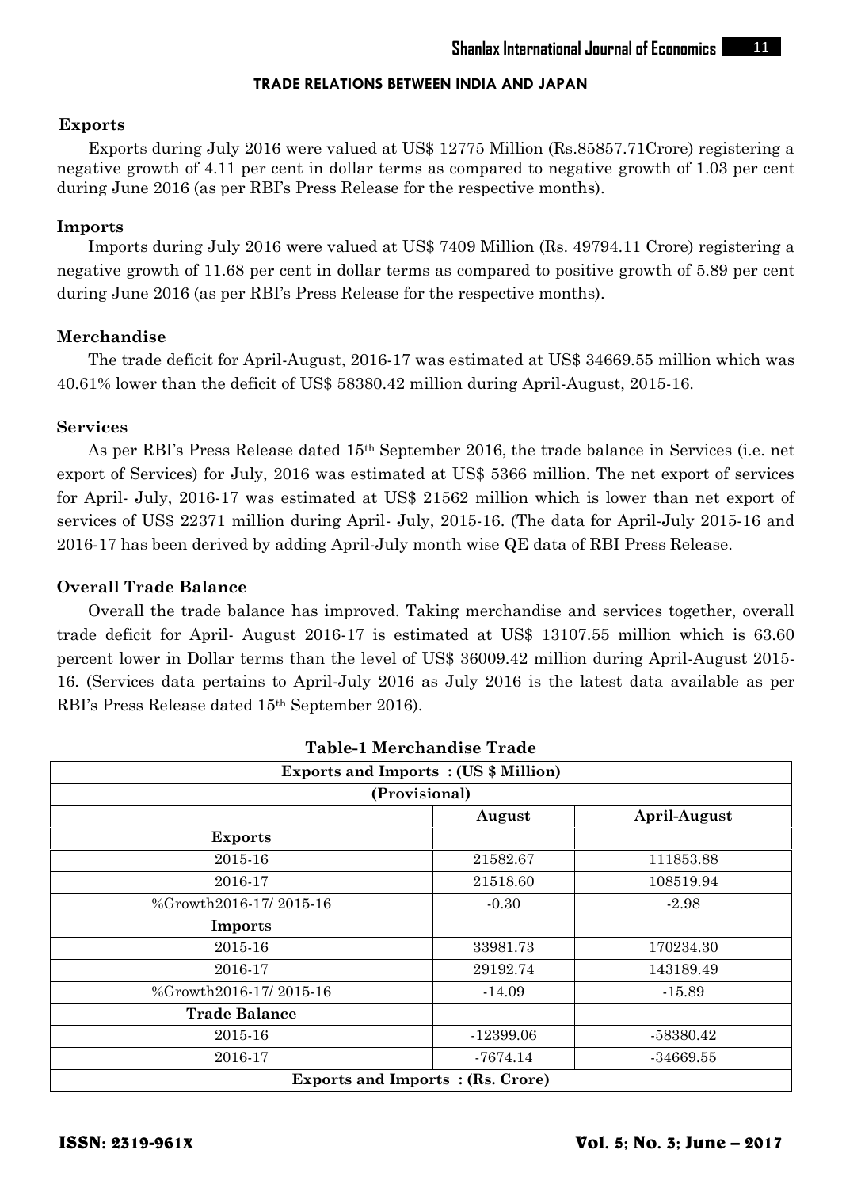#### TRADE RELATIONS BETWEEN INDIA AND JAPAN

### Exports

Exports during July 2016 were valued at US$ 12775 Million (Rs.85857.71Crore) registering a negative growth of 4.11 per cent in dollar terms as compared to negative growth of 1.03 per cent during June 2016 (as per RBI's Press Release for the respective months).

### Imports

Imports during July 2016 were valued at US$ 7409 Million (Rs. 49794.11 Crore) registering a negative growth of 11.68 per cent in dollar terms as compared to positive growth of 5.89 per cent during June 2016 (as per RBI's Press Release for the respective months).

### Merchandise

The trade deficit for April-August, 2016-17 was estimated at US$ 34669.55 million which was 40.61% lower than the deficit of US$ 58380.42 million during April-August, 2015-16.

### Services

As per RBI's Press Release dated 15th September 2016, the trade balance in Services (i.e. net export of Services) for July, 2016 was estimated at US$ 5366 million. The net export of services for April- July, 2016-17 was estimated at US$ 21562 million which is lower than net export of services of US$ 22371 million during April- July, 2015-16. (The data for April-July 2015-16 and 2016-17 has been derived by adding April-July month wise QE data of RBI Press Release.

### Overall Trade Balance

Overall the trade balance has improved. Taking merchandise and services together, overall trade deficit for April- August 2016-17 is estimated at US$ 13107.55 million which is 63.60 percent lower in Dollar terms than the level of US$ 36009.42 million during April-August 2015-16. (Services data pertains to April-July 2016 as July 2016 is the latest data available as per RBI's Press Release dated 15th September 2016).

**Table-1 Merchandise Trade**

| Exports and Imports : (US $ Million) | | |
|---|---|---|
| (Provisional) | | |
| | August | April-August |
| **Exports** | | |
| 2015-16 | 21582.67 | 111853.88 |
| 2016-17 | 21518.60 | 108519.94 |
| %Growth2016-17/ 2015-16 | -0.30 | -2.98 |
| **Imports** | | |
| 2015-16 | 33981.73 | 170234.30 |
| 2016-17 | 29192.74 | 143189.49 |
| %Growth2016-17/ 2015-16 | -14.09 | -15.89 |
| **Trade Balance** | | |
| 2015-16 | -12399.06 | -58380.42 |
| 2016-17 | -7674.14 | -34669.55 |
| **Exports and Imports : (Rs. Crore)** | | |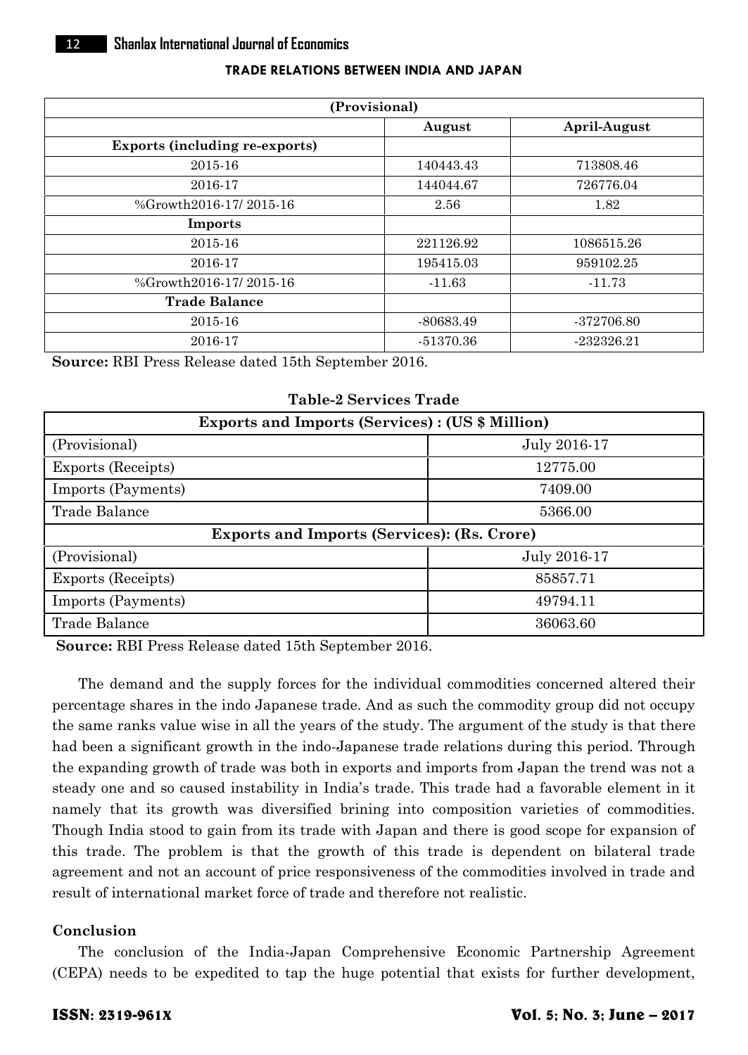| (Provisional) | | |
|---|---|---|
| | August | April-August |
| **Exports (including re-exports)** | | |
| 2015-16 | 140443.43 | 713808.46 |
| 2016-17 | 144044.67 | 726776.04 |
| %Growth2016-17/ 2015-16 | 2.56 | 1.82 |
| **Imports** | | |
| 2015-16 | 221126.92 | 1086515.26 |
| 2016-17 | 195415.03 | 959102.25 |
| %Growth2016-17/ 2015-16 | -11.63 | -11.73 |
| **Trade Balance** | | |
| 2015-16 | -80683.49 | -372706.80 |
| 2016-17 | -51370.36 | -232326.21 |

**Source:** RBI Press Release dated 15th September 2016.

**Table-2 Services Trade**

| **Exports and Imports (Services) : (US $ Million)** | |
|---|---|
| (Provisional) | July 2016-17 |
| Exports (Receipts) | 12775.00 |
| Imports (Payments) | 7409.00 |
| Trade Balance | 5366.00 |
| **Exports and Imports (Services): (Rs. Crore)** | |
| (Provisional) | July 2016-17 |
| Exports (Receipts) | 85857.71 |
| Imports (Payments) | 49794.11 |
| Trade Balance | 36063.60 |

**Source:** RBI Press Release dated 15th September 2016.

The demand and the supply forces for the individual commodities concerned altered their percentage shares in the indo Japanese trade. And as such the commodity group did not occupy the same ranks value wise in all the years of the study. The argument of the study is that there had been a significant growth in the indo-Japanese trade relations during this period. Through the expanding growth of trade was both in exports and imports from Japan the trend was not a steady one and so caused instability in India's trade. This trade had a favorable element in it namely that its growth was diversified brining into composition varieties of commodities. Though India stood to gain from its trade with Japan and there is good scope for expansion of this trade. The problem is that the growth of this trade is dependent on bilateral trade agreement and not an account of price responsiveness of the commodities involved in trade and result of international market force of trade and therefore not realistic.

## Conclusion

The conclusion of the India-Japan Comprehensive Economic Partnership Agreement (CEPA) needs to be expedited to tap the huge potential that exists for further development,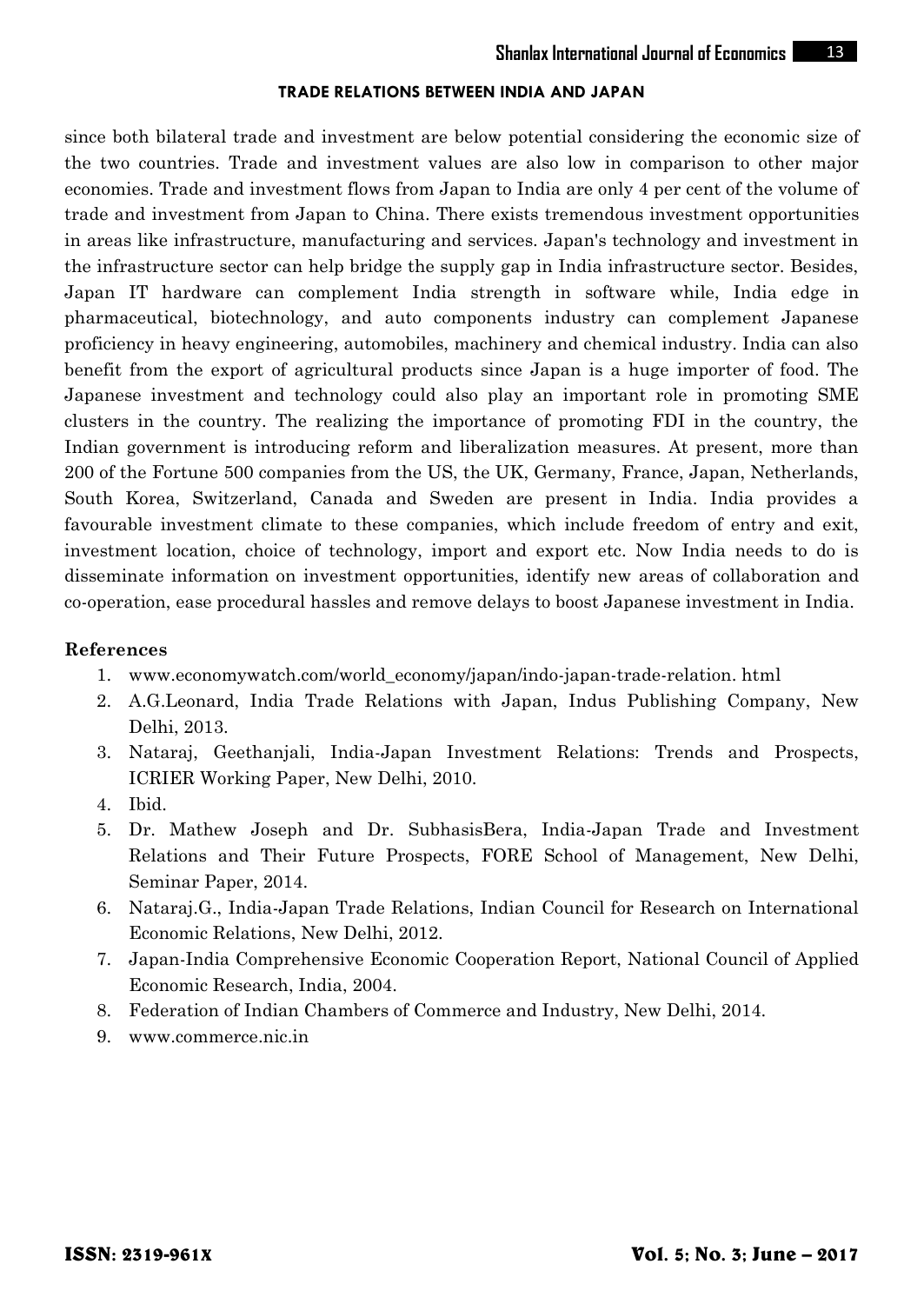since both bilateral trade and investment are below potential considering the economic size of the two countries. Trade and investment values are also low in comparison to other major economies. Trade and investment flows from Japan to India are only 4 per cent of the volume of trade and investment from Japan to China. There exists tremendous investment opportunities in areas like infrastructure, manufacturing and services. Japan's technology and investment in the infrastructure sector can help bridge the supply gap in India infrastructure sector. Besides, Japan IT hardware can complement India strength in software while, India edge in pharmaceutical, biotechnology, and auto components industry can complement Japanese proficiency in heavy engineering, automobiles, machinery and chemical industry. India can also benefit from the export of agricultural products since Japan is a huge importer of food. The Japanese investment and technology could also play an important role in promoting SME clusters in the country. The realizing the importance of promoting FDI in the country, the Indian government is introducing reform and liberalization measures. At present, more than 200 of the Fortune 500 companies from the US, the UK, Germany, France, Japan, Netherlands, South Korea, Switzerland, Canada and Sweden are present in India. India provides a favourable investment climate to these companies, which include freedom of entry and exit, investment location, choice of technology, import and export etc. Now India needs to do is disseminate information on investment opportunities, identify new areas of collaboration and co-operation, ease procedural hassles and remove delays to boost Japanese investment in India.

## References

1. www.economywatch.com/world_economy/japan/indo-japan-trade-relation. html
2. A.G.Leonard, India Trade Relations with Japan, Indus Publishing Company, New Delhi, 2013.
3. Nataraj, Geethanjali, India-Japan Investment Relations: Trends and Prospects, ICRIER Working Paper, New Delhi, 2010.
4. Ibid.
5. Dr. Mathew Joseph and Dr. SubhasisBera, India-Japan Trade and Investment Relations and Their Future Prospects, FORE School of Management, New Delhi, Seminar Paper, 2014.
6. Nataraj.G., India-Japan Trade Relations, Indian Council for Research on International Economic Relations, New Delhi, 2012.
7. Japan-India Comprehensive Economic Cooperation Report, National Council of Applied Economic Research, India, 2004.
8. Federation of Indian Chambers of Commerce and Industry, New Delhi, 2014.
9. www.commerce.nic.in